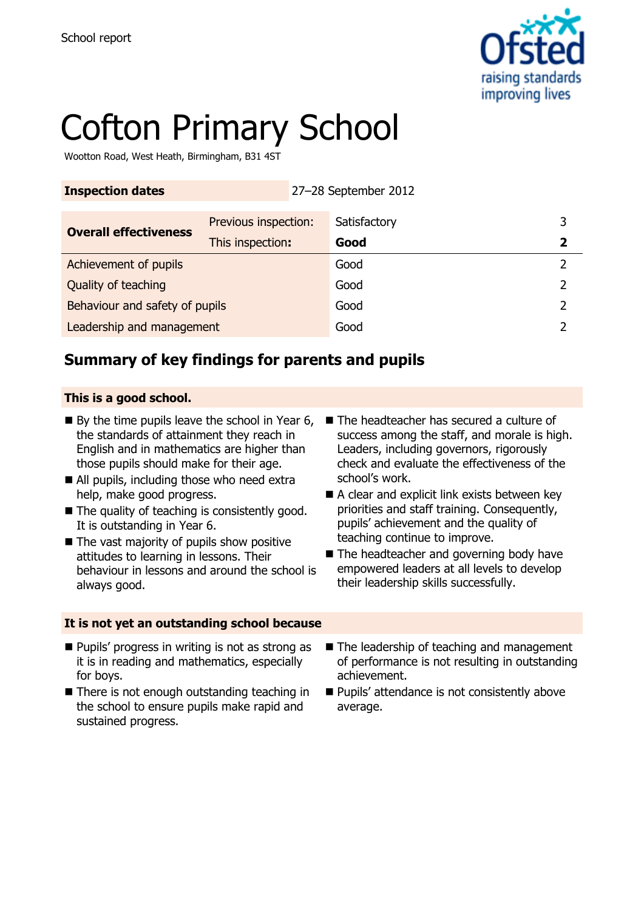School report

# Cofton Primary School

Wootton Road, West Heath, Birmingham, B31 4ST

| **Inspection dates** | 27–28 September 2012 | | |
|---|---|---|---|

| **Overall effectiveness** | Previous inspection: | Satisfactory | 3 |
|---|---|---|---|
| | This inspection: | **Good** | **2** |
| Achievement of pupils | | Good | 2 |
| Quality of teaching | | Good | 2 |
| Behaviour and safety of pupils | | Good | 2 |
| Leadership and management | | Good | 2 |

## Summary of key findings for parents and pupils

### This is a good school.

- By the time pupils leave the school in Year 6, the standards of attainment they reach in English and in mathematics are higher than those pupils should make for their age.
- All pupils, including those who need extra help, make good progress.
- The quality of teaching is consistently good. It is outstanding in Year 6.
- The vast majority of pupils show positive attitudes to learning in lessons. Their behaviour in lessons and around the school is always good.
- The headteacher has secured a culture of success among the staff, and morale is high. Leaders, including governors, rigorously check and evaluate the effectiveness of the school's work.
- A clear and explicit link exists between key priorities and staff training. Consequently, pupils' achievement and the quality of teaching continue to improve.
- The headteacher and governing body have empowered leaders at all levels to develop their leadership skills successfully.

### It is not yet an outstanding school because

- Pupils' progress in writing is not as strong as it is in reading and mathematics, especially for boys.
- There is not enough outstanding teaching in the school to ensure pupils make rapid and sustained progress.
- The leadership of teaching and management of performance is not resulting in outstanding achievement.
- Pupils' attendance is not consistently above average.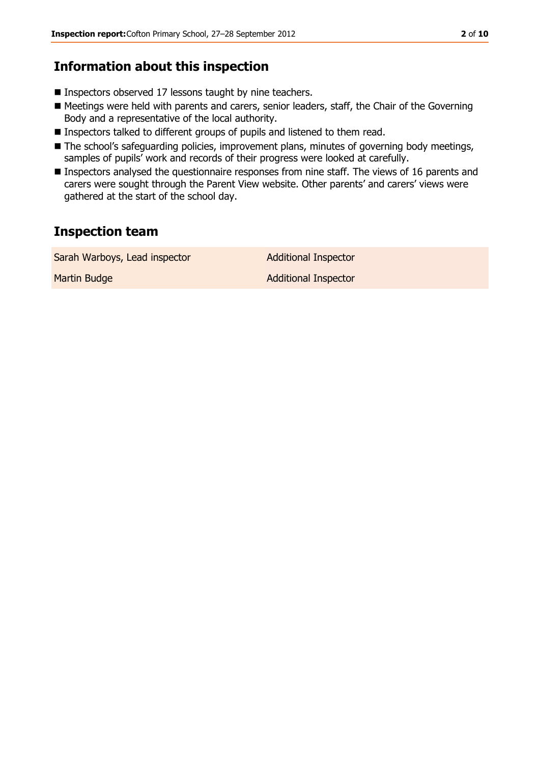## Information about this inspection

- Inspectors observed 17 lessons taught by nine teachers.
- Meetings were held with parents and carers, senior leaders, staff, the Chair of the Governing Body and a representative of the local authority.
- Inspectors talked to different groups of pupils and listened to them read.
- The school's safeguarding policies, improvement plans, minutes of governing body meetings, samples of pupils' work and records of their progress were looked at carefully.
- Inspectors analysed the questionnaire responses from nine staff. The views of 16 parents and carers were sought through the Parent View website. Other parents' and carers' views were gathered at the start of the school day.

## Inspection team

| | |
|---|---|
| Sarah Warboys, Lead inspector | Additional Inspector |
| Martin Budge | Additional Inspector |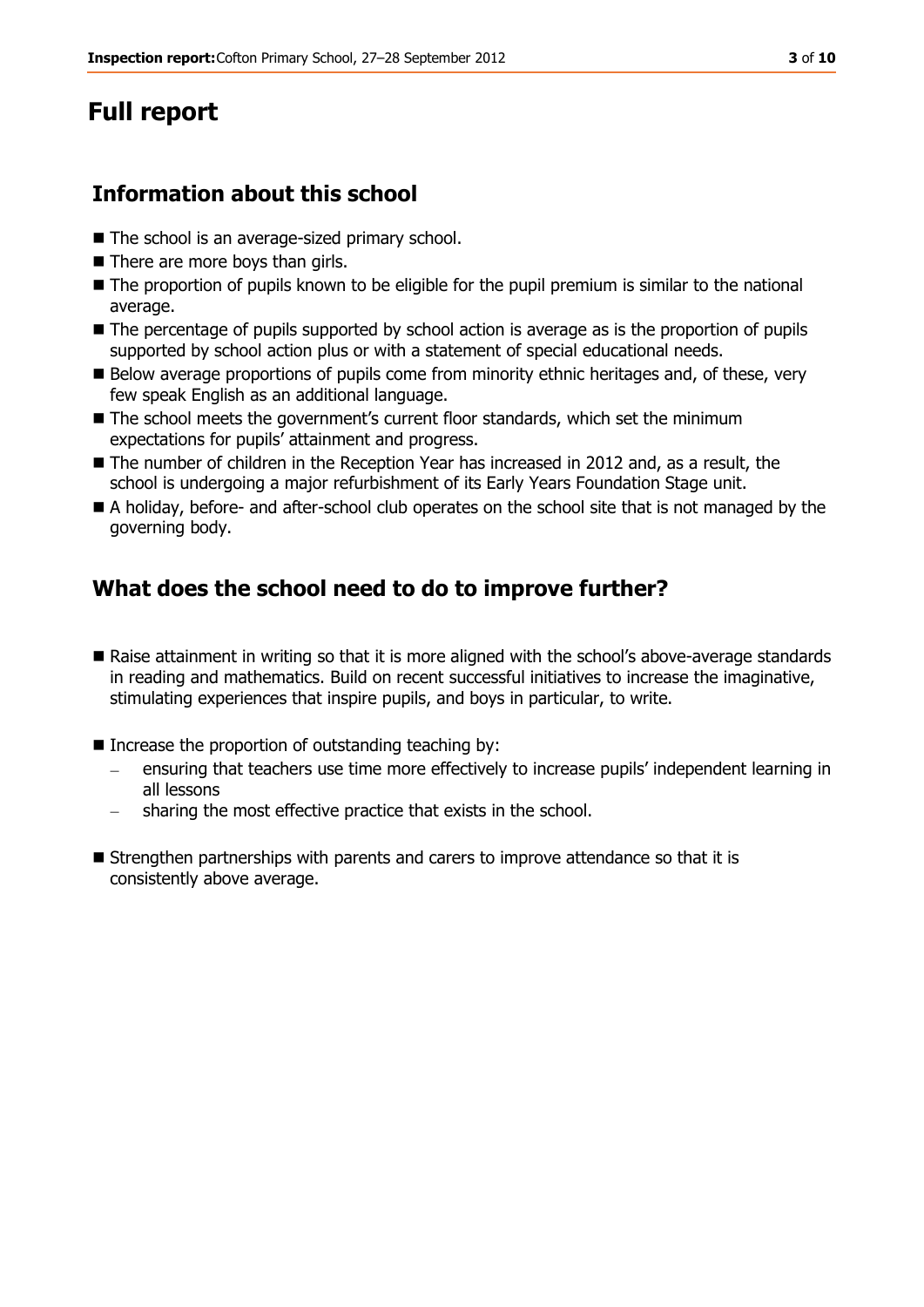# Full report

## Information about this school

- The school is an average-sized primary school.
- There are more boys than girls.
- The proportion of pupils known to be eligible for the pupil premium is similar to the national average.
- The percentage of pupils supported by school action is average as is the proportion of pupils supported by school action plus or with a statement of special educational needs.
- Below average proportions of pupils come from minority ethnic heritages and, of these, very few speak English as an additional language.
- The school meets the government's current floor standards, which set the minimum expectations for pupils' attainment and progress.
- The number of children in the Reception Year has increased in 2012 and, as a result, the school is undergoing a major refurbishment of its Early Years Foundation Stage unit.
- A holiday, before- and after-school club operates on the school site that is not managed by the governing body.

## What does the school need to do to improve further?

- Raise attainment in writing so that it is more aligned with the school's above-average standards in reading and mathematics. Build on recent successful initiatives to increase the imaginative, stimulating experiences that inspire pupils, and boys in particular, to write.
- Increase the proportion of outstanding teaching by:
  - ensuring that teachers use time more effectively to increase pupils' independent learning in all lessons
  - sharing the most effective practice that exists in the school.
- Strengthen partnerships with parents and carers to improve attendance so that it is consistently above average.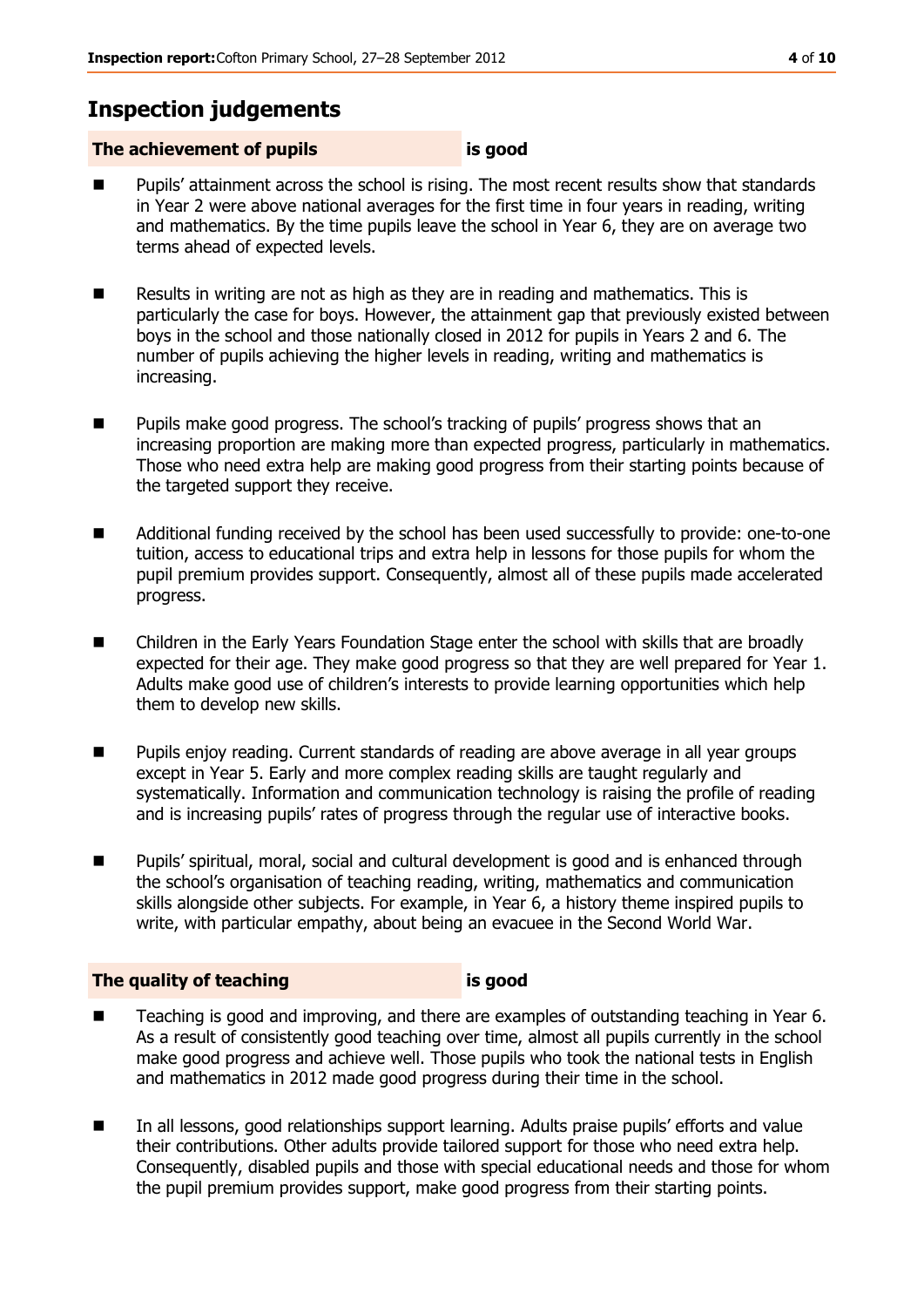## Inspection judgements

**The achievement of pupils** **is good**

- Pupils' attainment across the school is rising. The most recent results show that standards in Year 2 were above national averages for the first time in four years in reading, writing and mathematics. By the time pupils leave the school in Year 6, they are on average two terms ahead of expected levels.

- Results in writing are not as high as they are in reading and mathematics. This is particularly the case for boys. However, the attainment gap that previously existed between boys in the school and those nationally closed in 2012 for pupils in Years 2 and 6. The number of pupils achieving the higher levels in reading, writing and mathematics is increasing.

- Pupils make good progress. The school's tracking of pupils' progress shows that an increasing proportion are making more than expected progress, particularly in mathematics. Those who need extra help are making good progress from their starting points because of the targeted support they receive.

- Additional funding received by the school has been used successfully to provide: one-to-one tuition, access to educational trips and extra help in lessons for those pupils for whom the pupil premium provides support. Consequently, almost all of these pupils made accelerated progress.

- Children in the Early Years Foundation Stage enter the school with skills that are broadly expected for their age. They make good progress so that they are well prepared for Year 1. Adults make good use of children's interests to provide learning opportunities which help them to develop new skills.

- Pupils enjoy reading. Current standards of reading are above average in all year groups except in Year 5. Early and more complex reading skills are taught regularly and systematically. Information and communication technology is raising the profile of reading and is increasing pupils' rates of progress through the regular use of interactive books.

- Pupils' spiritual, moral, social and cultural development is good and is enhanced through the school's organisation of teaching reading, writing, mathematics and communication skills alongside other subjects. For example, in Year 6, a history theme inspired pupils to write, with particular empathy, about being an evacuee in the Second World War.

**The quality of teaching** **is good**

- Teaching is good and improving, and there are examples of outstanding teaching in Year 6. As a result of consistently good teaching over time, almost all pupils currently in the school make good progress and achieve well. Those pupils who took the national tests in English and mathematics in 2012 made good progress during their time in the school.

- In all lessons, good relationships support learning. Adults praise pupils' efforts and value their contributions. Other adults provide tailored support for those who need extra help. Consequently, disabled pupils and those with special educational needs and those for whom the pupil premium provides support, make good progress from their starting points.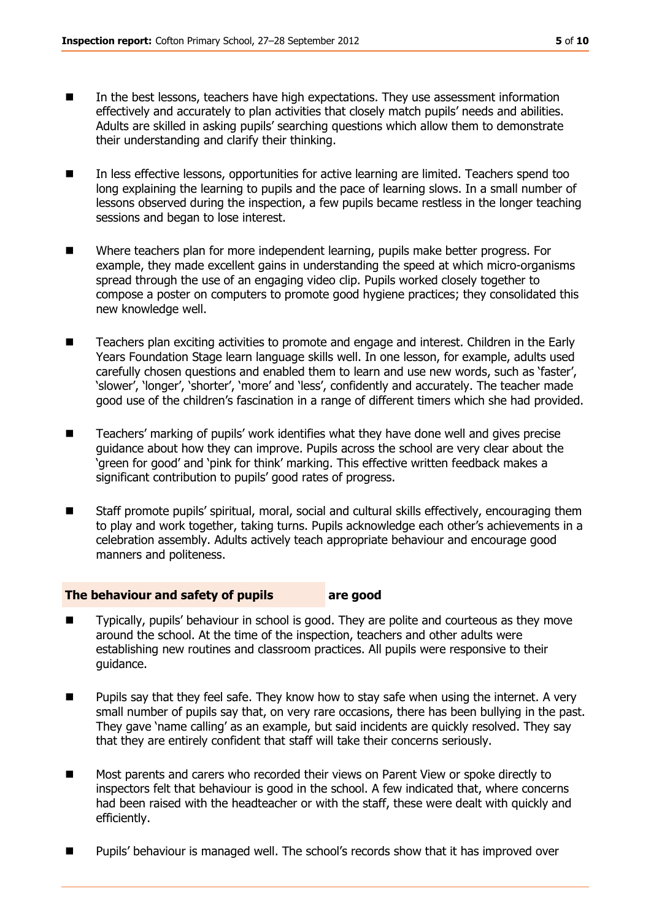- In the best lessons, teachers have high expectations. They use assessment information effectively and accurately to plan activities that closely match pupils' needs and abilities. Adults are skilled in asking pupils' searching questions which allow them to demonstrate their understanding and clarify their thinking.

- In less effective lessons, opportunities for active learning are limited. Teachers spend too long explaining the learning to pupils and the pace of learning slows. In a small number of lessons observed during the inspection, a few pupils became restless in the longer teaching sessions and began to lose interest.

- Where teachers plan for more independent learning, pupils make better progress. For example, they made excellent gains in understanding the speed at which micro-organisms spread through the use of an engaging video clip. Pupils worked closely together to compose a poster on computers to promote good hygiene practices; they consolidated this new knowledge well.

- Teachers plan exciting activities to promote and engage and interest. Children in the Early Years Foundation Stage learn language skills well. In one lesson, for example, adults used carefully chosen questions and enabled them to learn and use new words, such as 'faster', 'slower', 'longer', 'shorter', 'more' and 'less', confidently and accurately. The teacher made good use of the children's fascination in a range of different timers which she had provided.

- Teachers' marking of pupils' work identifies what they have done well and gives precise guidance about how they can improve. Pupils across the school are very clear about the 'green for good' and 'pink for think' marking. This effective written feedback makes a significant contribution to pupils' good rates of progress.

- Staff promote pupils' spiritual, moral, social and cultural skills effectively, encouraging them to play and work together, taking turns. Pupils acknowledge each other's achievements in a celebration assembly. Adults actively teach appropriate behaviour and encourage good manners and politeness.

## The behaviour and safety of pupils **are good**

- Typically, pupils' behaviour in school is good. They are polite and courteous as they move around the school. At the time of the inspection, teachers and other adults were establishing new routines and classroom practices. All pupils were responsive to their guidance.

- Pupils say that they feel safe. They know how to stay safe when using the internet. A very small number of pupils say that, on very rare occasions, there has been bullying in the past. They gave 'name calling' as an example, but said incidents are quickly resolved. They say that they are entirely confident that staff will take their concerns seriously.

- Most parents and carers who recorded their views on Parent View or spoke directly to inspectors felt that behaviour is good in the school. A few indicated that, where concerns had been raised with the headteacher or with the staff, these were dealt with quickly and efficiently.

- Pupils' behaviour is managed well. The school's records show that it has improved over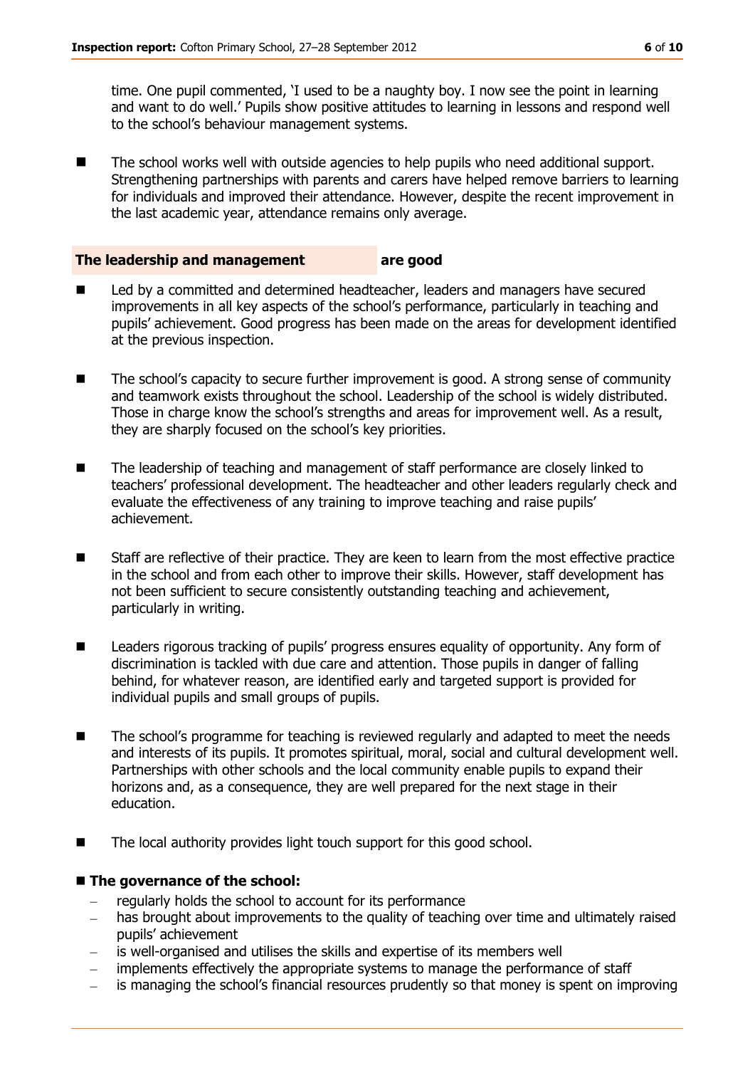time. One pupil commented, 'I used to be a naughty boy. I now see the point in learning and want to do well.' Pupils show positive attitudes to learning in lessons and respond well to the school's behaviour management systems.

- The school works well with outside agencies to help pupils who need additional support. Strengthening partnerships with parents and carers have helped remove barriers to learning for individuals and improved their attendance. However, despite the recent improvement in the last academic year, attendance remains only average.

### The leadership and management are good

- Led by a committed and determined headteacher, leaders and managers have secured improvements in all key aspects of the school's performance, particularly in teaching and pupils' achievement. Good progress has been made on the areas for development identified at the previous inspection.
- The school's capacity to secure further improvement is good. A strong sense of community and teamwork exists throughout the school. Leadership of the school is widely distributed. Those in charge know the school's strengths and areas for improvement well. As a result, they are sharply focused on the school's key priorities.
- The leadership of teaching and management of staff performance are closely linked to teachers' professional development. The headteacher and other leaders regularly check and evaluate the effectiveness of any training to improve teaching and raise pupils' achievement.
- Staff are reflective of their practice. They are keen to learn from the most effective practice in the school and from each other to improve their skills. However, staff development has not been sufficient to secure consistently outstanding teaching and achievement, particularly in writing.
- Leaders rigorous tracking of pupils' progress ensures equality of opportunity. Any form of discrimination is tackled with due care and attention. Those pupils in danger of falling behind, for whatever reason, are identified early and targeted support is provided for individual pupils and small groups of pupils.
- The school's programme for teaching is reviewed regularly and adapted to meet the needs and interests of its pupils. It promotes spiritual, moral, social and cultural development well. Partnerships with other schools and the local community enable pupils to expand their horizons and, as a consequence, they are well prepared for the next stage in their education.
- The local authority provides light touch support for this good school.

- **The governance of the school:**
  - regularly holds the school to account for its performance
  - has brought about improvements to the quality of teaching over time and ultimately raised pupils' achievement
  - is well-organised and utilises the skills and expertise of its members well
  - implements effectively the appropriate systems to manage the performance of staff
  - is managing the school's financial resources prudently so that money is spent on improving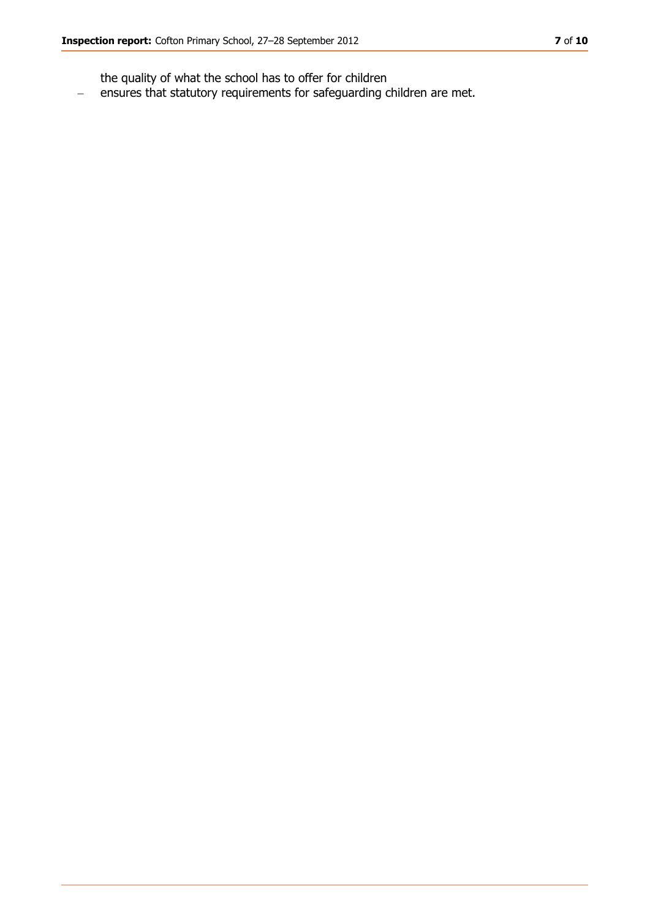the quality of what the school has to offer for children

- ensures that statutory requirements for safeguarding children are met.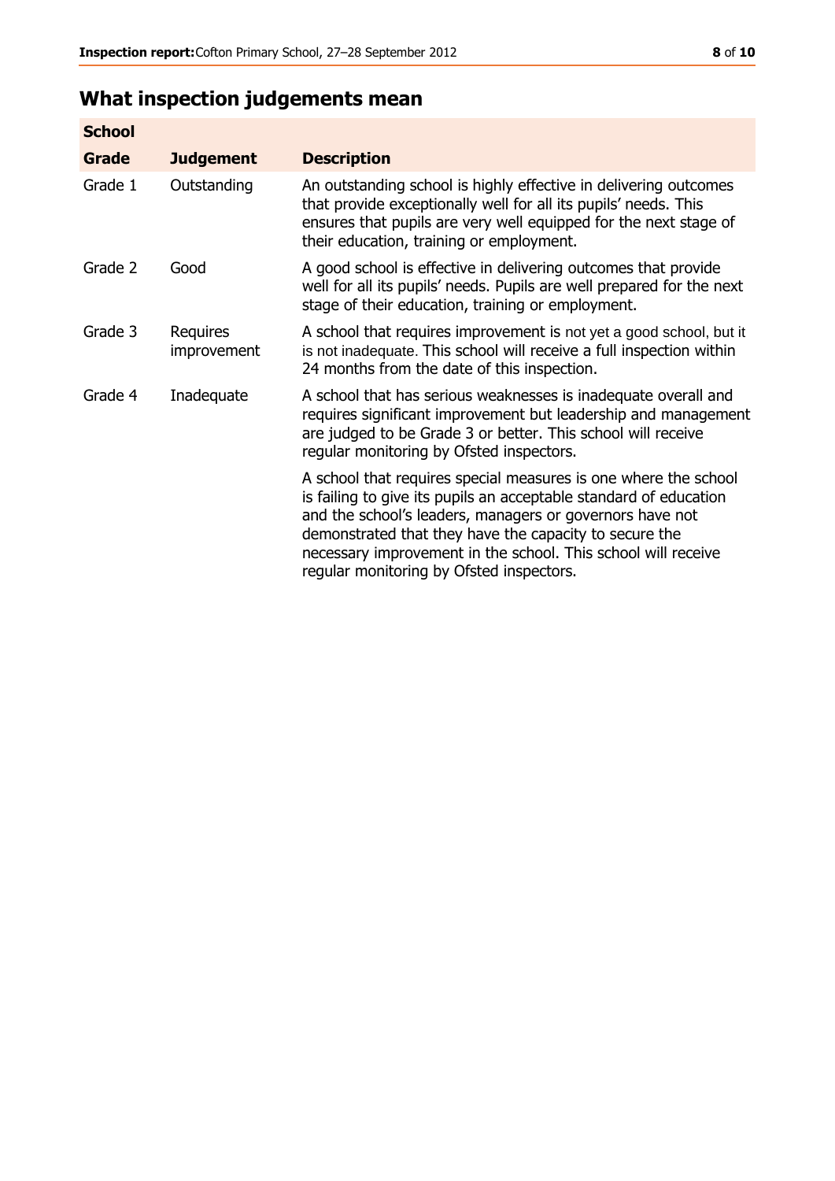## What inspection judgements mean

| School | | |
|---|---|---|
| **Grade** | **Judgement** | **Description** |
| Grade 1 | Outstanding | An outstanding school is highly effective in delivering outcomes that provide exceptionally well for all its pupils' needs. This ensures that pupils are very well equipped for the next stage of their education, training or employment. |
| Grade 2 | Good | A good school is effective in delivering outcomes that provide well for all its pupils' needs. Pupils are well prepared for the next stage of their education, training or employment. |
| Grade 3 | Requires improvement | A school that requires improvement is not yet a good school, but it is not inadequate. This school will receive a full inspection within 24 months from the date of this inspection. |
| Grade 4 | Inadequate | A school that has serious weaknesses is inadequate overall and requires significant improvement but leadership and management are judged to be Grade 3 or better. This school will receive regular monitoring by Ofsted inspectors.<br><br>A school that requires special measures is one where the school is failing to give its pupils an acceptable standard of education and the school's leaders, managers or governors have not demonstrated that they have the capacity to secure the necessary improvement in the school. This school will receive regular monitoring by Ofsted inspectors. |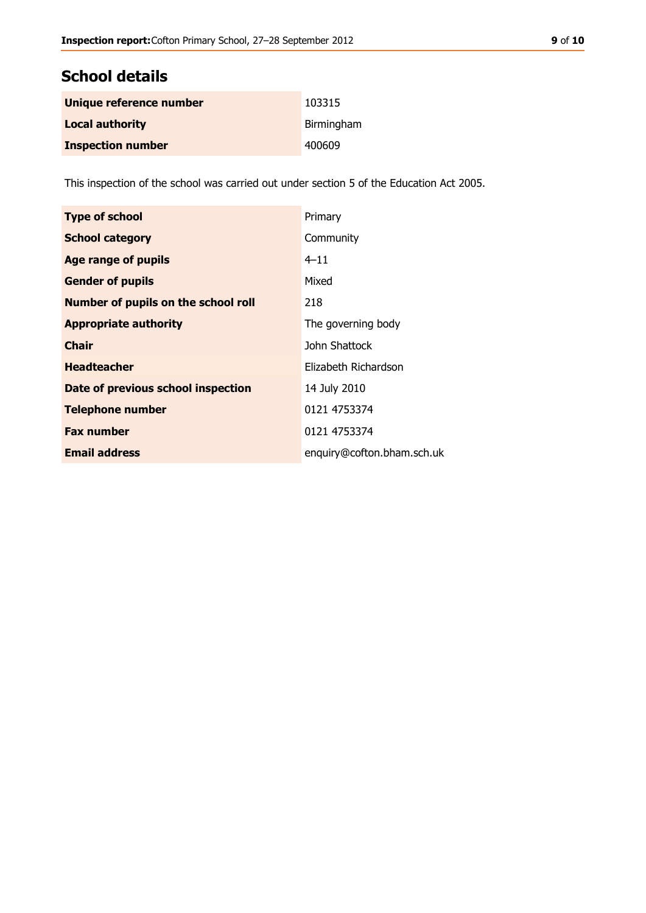## School details

| | |
|---|---|
| **Unique reference number** | 103315 |
| **Local authority** | Birmingham |
| **Inspection number** | 400609 |

This inspection of the school was carried out under section 5 of the Education Act 2005.

| | |
|---|---|
| **Type of school** | Primary |
| **School category** | Community |
| **Age range of pupils** | 4–11 |
| **Gender of pupils** | Mixed |
| **Number of pupils on the school roll** | 218 |
| **Appropriate authority** | The governing body |
| **Chair** | John Shattock |
| **Headteacher** | Elizabeth Richardson |
| **Date of previous school inspection** | 14 July 2010 |
| **Telephone number** | 0121 4753374 |
| **Fax number** | 0121 4753374 |
| **Email address** | enquiry@cofton.bham.sch.uk |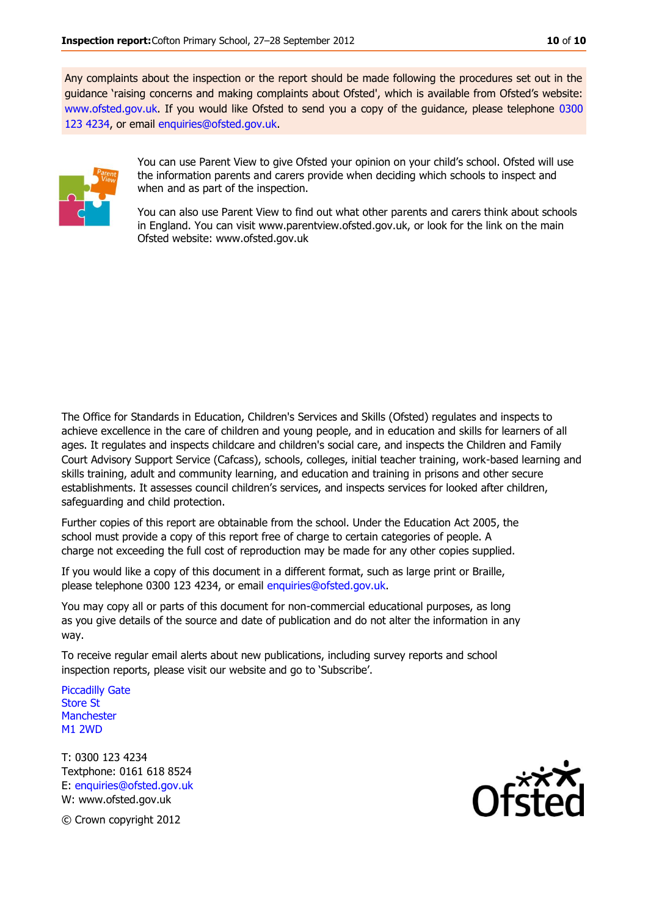Any complaints about the inspection or the report should be made following the procedures set out in the guidance 'raising concerns and making complaints about Ofsted', which is available from Ofsted's website: www.ofsted.gov.uk. If you would like Ofsted to send you a copy of the guidance, please telephone 0300 123 4234, or email enquiries@ofsted.gov.uk.

You can use Parent View to give Ofsted your opinion on your child's school. Ofsted will use the information parents and carers provide when deciding which schools to inspect and when and as part of the inspection.

You can also use Parent View to find out what other parents and carers think about schools in England. You can visit www.parentview.ofsted.gov.uk, or look for the link on the main Ofsted website: www.ofsted.gov.uk

The Office for Standards in Education, Children's Services and Skills (Ofsted) regulates and inspects to achieve excellence in the care of children and young people, and in education and skills for learners of all ages. It regulates and inspects childcare and children's social care, and inspects the Children and Family Court Advisory Support Service (Cafcass), schools, colleges, initial teacher training, work-based learning and skills training, adult and community learning, and education and training in prisons and other secure establishments. It assesses council children's services, and inspects services for looked after children, safeguarding and child protection.

Further copies of this report are obtainable from the school. Under the Education Act 2005, the school must provide a copy of this report free of charge to certain categories of people. A charge not exceeding the full cost of reproduction may be made for any other copies supplied.

If you would like a copy of this document in a different format, such as large print or Braille, please telephone 0300 123 4234, or email enquiries@ofsted.gov.uk.

You may copy all or parts of this document for non-commercial educational purposes, as long as you give details of the source and date of publication and do not alter the information in any way.

To receive regular email alerts about new publications, including survey reports and school inspection reports, please visit our website and go to 'Subscribe'.

Piccadilly Gate
Store St
Manchester
M1 2WD

T: 0300 123 4234
Textphone: 0161 618 8524
E: enquiries@ofsted.gov.uk
W: www.ofsted.gov.uk

© Crown copyright 2012